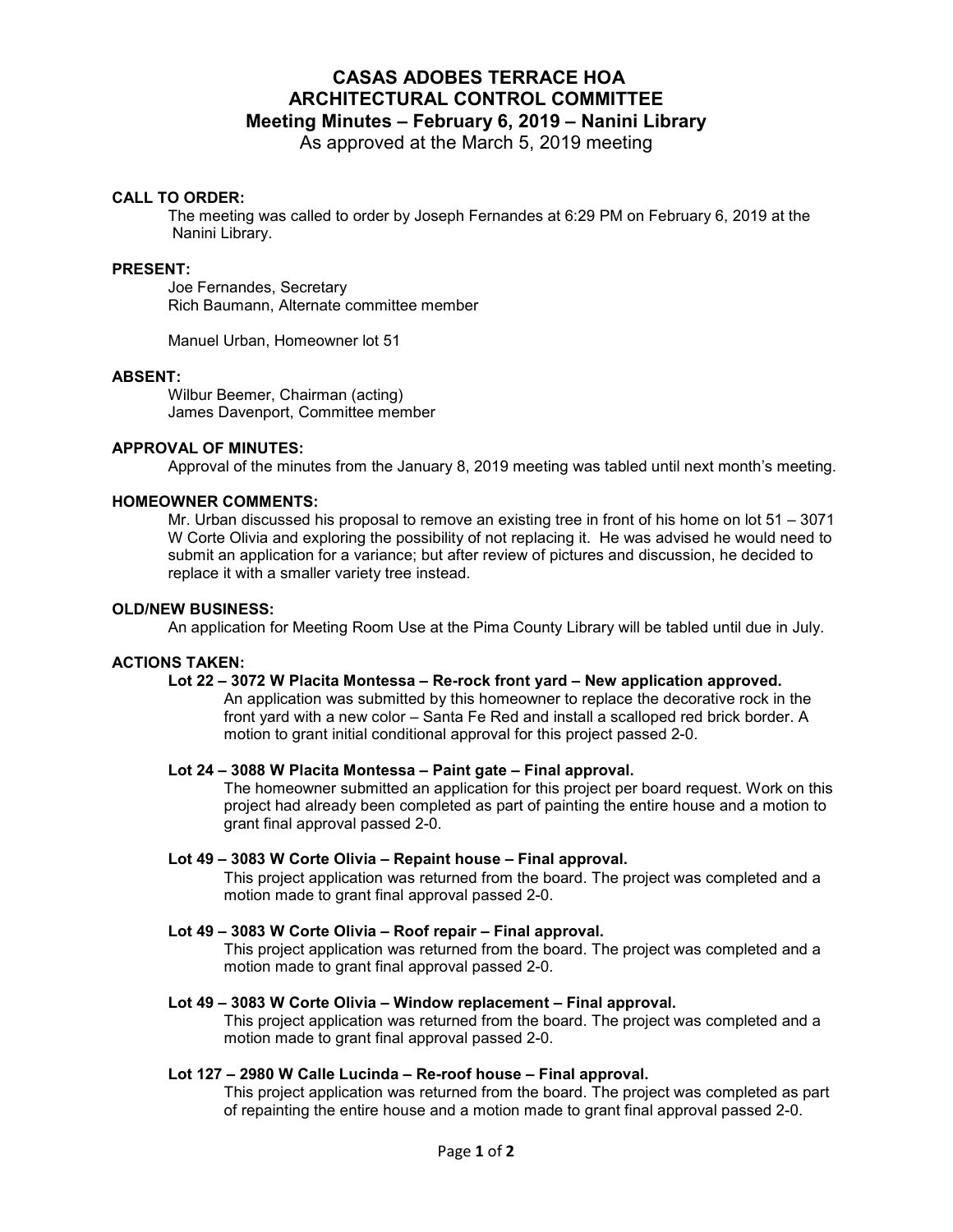# CASAS ADOBES TERRACE HOA
# ARCHITECTURAL CONTROL COMMITTEE
## Meeting Minutes – February 6, 2019 – Nanini Library

As approved at the March 5, 2019 meeting

**CALL TO ORDER:**

The meeting was called to order by Joseph Fernandes at 6:29 PM on February 6, 2019 at the Nanini Library.

**PRESENT:**

Joe Fernandes, Secretary
Rich Baumann, Alternate committee member

Manuel Urban, Homeowner lot 51

**ABSENT:**

Wilbur Beemer, Chairman (acting)
James Davenport, Committee member

**APPROVAL OF MINUTES:**

Approval of the minutes from the January 8, 2019 meeting was tabled until next month's meeting.

**HOMEOWNER COMMENTS:**

Mr. Urban discussed his proposal to remove an existing tree in front of his home on lot 51 – 3071 W Corte Olivia and exploring the possibility of not replacing it. He was advised he would need to submit an application for a variance; but after review of pictures and discussion, he decided to replace it with a smaller variety tree instead.

**OLD/NEW BUSINESS:**

An application for Meeting Room Use at the Pima County Library will be tabled until due in July.

**ACTIONS TAKEN:**

**Lot 22 – 3072 W Placita Montessa – Re-rock front yard – New application approved.**

An application was submitted by this homeowner to replace the decorative rock in the front yard with a new color – Santa Fe Red and install a scalloped red brick border. A motion to grant initial conditional approval for this project passed 2-0.

**Lot 24 – 3088 W Placita Montessa – Paint gate – Final approval.**

The homeowner submitted an application for this project per board request. Work on this project had already been completed as part of painting the entire house and a motion to grant final approval passed 2-0.

**Lot 49 – 3083 W Corte Olivia – Repaint house – Final approval.**

This project application was returned from the board. The project was completed and a motion made to grant final approval passed 2-0.

**Lot 49 – 3083 W Corte Olivia – Roof repair – Final approval.**

This project application was returned from the board. The project was completed and a motion made to grant final approval passed 2-0.

**Lot 49 – 3083 W Corte Olivia – Window replacement – Final approval.**

This project application was returned from the board. The project was completed and a motion made to grant final approval passed 2-0.

**Lot 127 – 2980 W Calle Lucinda – Re-roof house – Final approval.**

This project application was returned from the board. The project was completed as part of repainting the entire house and a motion made to grant final approval passed 2-0.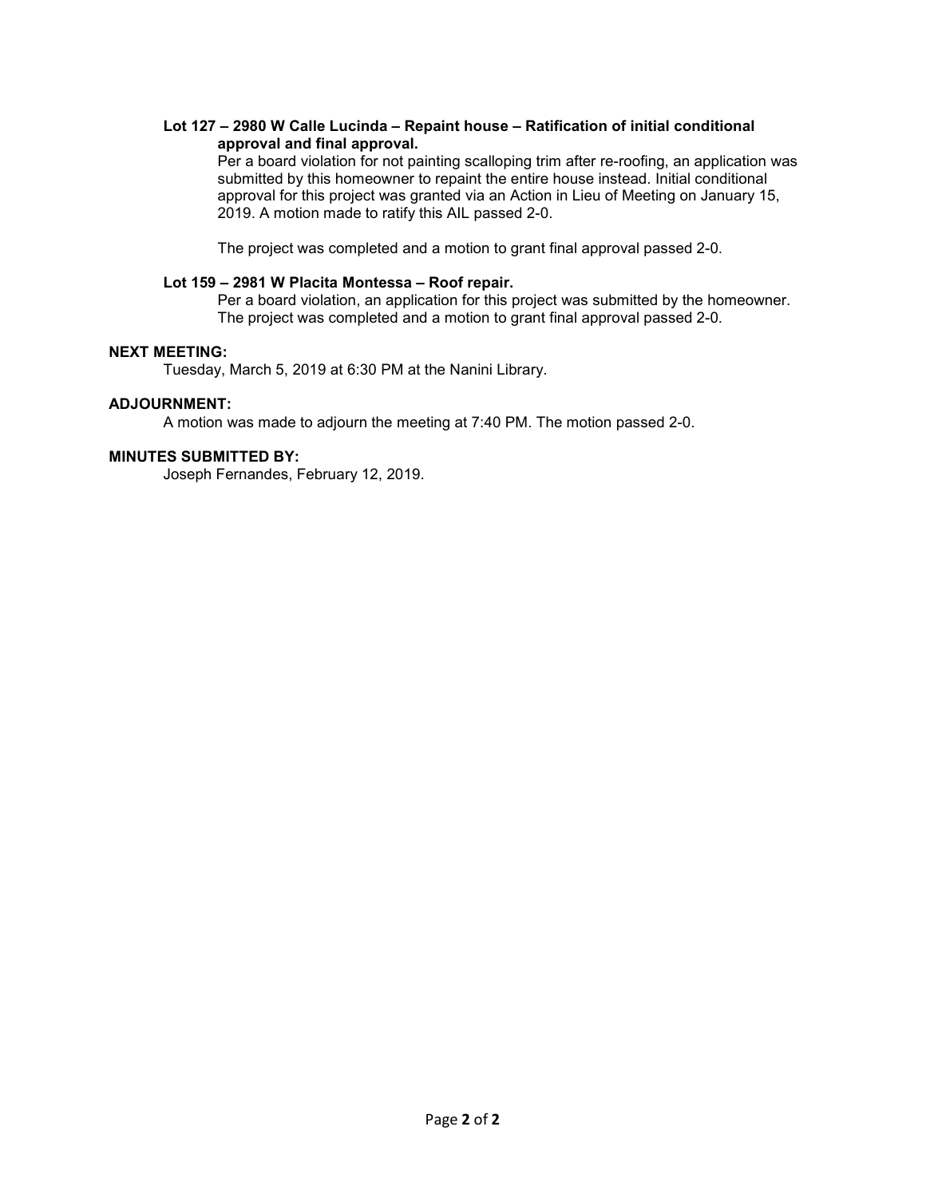**Lot 127 – 2980 W Calle Lucinda – Repaint house – Ratification of initial conditional approval and final approval.**

Per a board violation for not painting scalloping trim after re-roofing, an application was submitted by this homeowner to repaint the entire house instead. Initial conditional approval for this project was granted via an Action in Lieu of Meeting on January 15, 2019. A motion made to ratify this AIL passed 2-0.

The project was completed and a motion to grant final approval passed 2-0.

**Lot 159 – 2981 W Placita Montessa – Roof repair.**

Per a board violation, an application for this project was submitted by the homeowner. The project was completed and a motion to grant final approval passed 2-0.

**NEXT MEETING:**

Tuesday, March 5, 2019 at 6:30 PM at the Nanini Library.

**ADJOURNMENT:**

A motion was made to adjourn the meeting at 7:40 PM. The motion passed 2-0.

**MINUTES SUBMITTED BY:**

Joseph Fernandes, February 12, 2019.